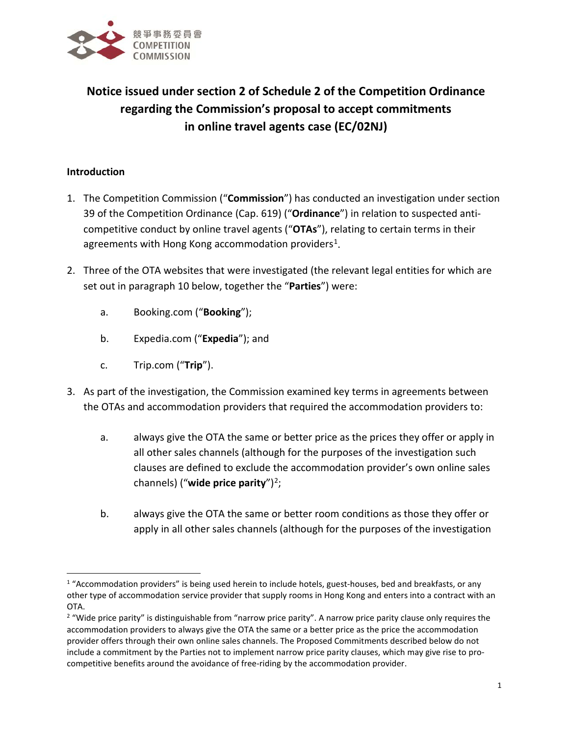競爭事務委員會
COMPETITION
COMMISSION

# Notice issued under section 2 of Schedule 2 of the Competition Ordinance regarding the Commission's proposal to accept commitments in online travel agents case (EC/02NJ)

## Introduction

1. The Competition Commission ("**Commission**") has conducted an investigation under section 39 of the Competition Ordinance (Cap. 619) ("**Ordinance**") in relation to suspected anti-competitive conduct by online travel agents ("**OTAs**"), relating to certain terms in their agreements with Hong Kong accommodation providers[1].

2. Three of the OTA websites that were investigated (the relevant legal entities for which are set out in paragraph 10 below, together the "**Parties**") were:

   a. Booking.com ("**Booking**");

   b. Expedia.com ("**Expedia**"); and

   c. Trip.com ("**Trip**").

3. As part of the investigation, the Commission examined key terms in agreements between the OTAs and accommodation providers that required the accommodation providers to:

   a. always give the OTA the same or better price as the prices they offer or apply in all other sales channels (although for the purposes of the investigation such clauses are defined to exclude the accommodation provider's own online sales channels) ("**wide price parity**")[2];

   b. always give the OTA the same or better room conditions as those they offer or apply in all other sales channels (although for the purposes of the investigation

---

[1] "Accommodation providers" is being used herein to include hotels, guest-houses, bed and breakfasts, or any other type of accommodation service provider that supply rooms in Hong Kong and enters into a contract with an OTA.

[2] "Wide price parity" is distinguishable from "narrow price parity". A narrow price parity clause only requires the accommodation providers to always give the OTA the same or a better price as the price the accommodation provider offers through their own online sales channels. The Proposed Commitments described below do not include a commitment by the Parties not to implement narrow price parity clauses, which may give rise to pro-competitive benefits around the avoidance of free-riding by the accommodation provider.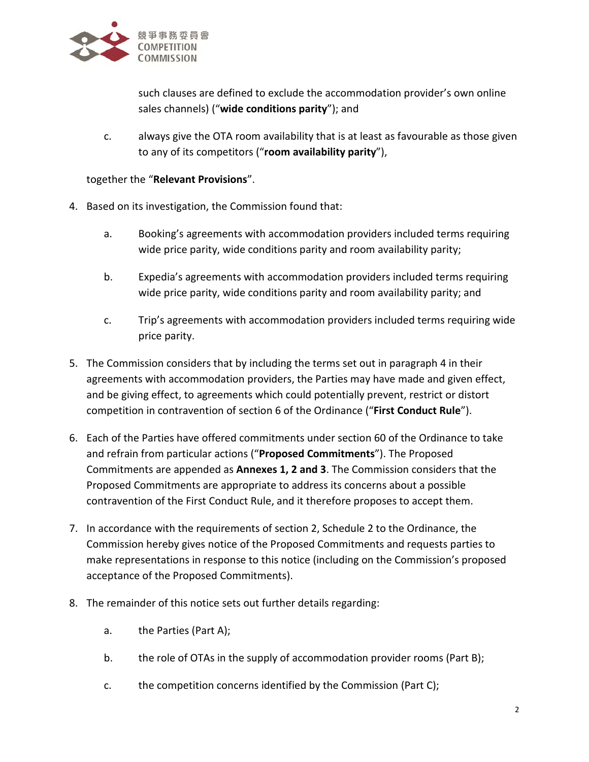such clauses are defined to exclude the accommodation provider's own online sales channels) ("**wide conditions parity**"); and

c. always give the OTA room availability that is at least as favourable as those given to any of its competitors ("**room availability parity**"),

together the "**Relevant Provisions**".

4. Based on its investigation, the Commission found that:

   a. Booking's agreements with accommodation providers included terms requiring wide price parity, wide conditions parity and room availability parity;

   b. Expedia's agreements with accommodation providers included terms requiring wide price parity, wide conditions parity and room availability parity; and

   c. Trip's agreements with accommodation providers included terms requiring wide price parity.

5. The Commission considers that by including the terms set out in paragraph 4 in their agreements with accommodation providers, the Parties may have made and given effect, and be giving effect, to agreements which could potentially prevent, restrict or distort competition in contravention of section 6 of the Ordinance ("**First Conduct Rule**").

6. Each of the Parties have offered commitments under section 60 of the Ordinance to take and refrain from particular actions ("**Proposed Commitments**"). The Proposed Commitments are appended as **Annexes 1, 2 and 3**. The Commission considers that the Proposed Commitments are appropriate to address its concerns about a possible contravention of the First Conduct Rule, and it therefore proposes to accept them.

7. In accordance with the requirements of section 2, Schedule 2 to the Ordinance, the Commission hereby gives notice of the Proposed Commitments and requests parties to make representations in response to this notice (including on the Commission's proposed acceptance of the Proposed Commitments).

8. The remainder of this notice sets out further details regarding:

   a. the Parties (Part A);

   b. the role of OTAs in the supply of accommodation provider rooms (Part B);

   c. the competition concerns identified by the Commission (Part C);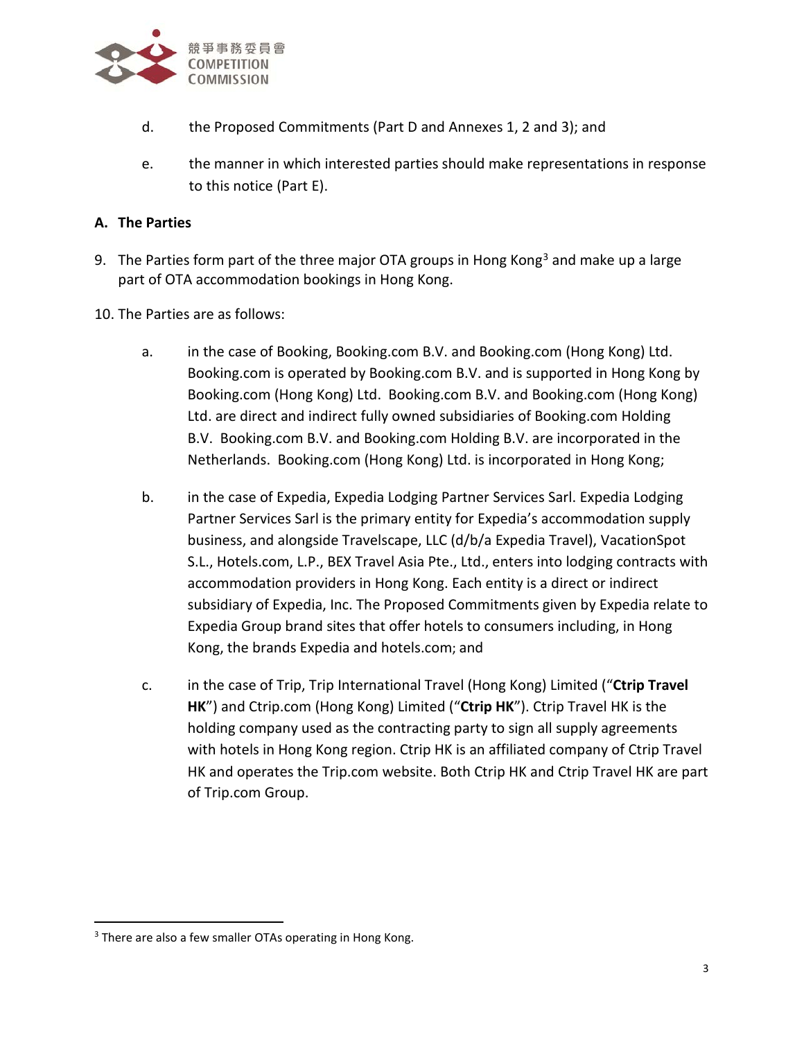d. the Proposed Commitments (Part D and Annexes 1, 2 and 3); and

e. the manner in which interested parties should make representations in response to this notice (Part E).

## A. The Parties

9. The Parties form part of the three major OTA groups in Hong Kong[3] and make up a large part of OTA accommodation bookings in Hong Kong.

10. The Parties are as follows:

a. in the case of Booking, Booking.com B.V. and Booking.com (Hong Kong) Ltd. Booking.com is operated by Booking.com B.V. and is supported in Hong Kong by Booking.com (Hong Kong) Ltd. Booking.com B.V. and Booking.com (Hong Kong) Ltd. are direct and indirect fully owned subsidiaries of Booking.com Holding B.V. Booking.com B.V. and Booking.com Holding B.V. are incorporated in the Netherlands. Booking.com (Hong Kong) Ltd. is incorporated in Hong Kong;

b. in the case of Expedia, Expedia Lodging Partner Services Sarl. Expedia Lodging Partner Services Sarl is the primary entity for Expedia's accommodation supply business, and alongside Travelscape, LLC (d/b/a Expedia Travel), VacationSpot S.L., Hotels.com, L.P., BEX Travel Asia Pte., Ltd., enters into lodging contracts with accommodation providers in Hong Kong. Each entity is a direct or indirect subsidiary of Expedia, Inc. The Proposed Commitments given by Expedia relate to Expedia Group brand sites that offer hotels to consumers including, in Hong Kong, the brands Expedia and hotels.com; and

c. in the case of Trip, Trip International Travel (Hong Kong) Limited ("**Ctrip Travel HK**") and Ctrip.com (Hong Kong) Limited ("**Ctrip HK**"). Ctrip Travel HK is the holding company used as the contracting party to sign all supply agreements with hotels in Hong Kong region. Ctrip HK is an affiliated company of Ctrip Travel HK and operates the Trip.com website. Both Ctrip HK and Ctrip Travel HK are part of Trip.com Group.

---

[3] There are also a few smaller OTAs operating in Hong Kong.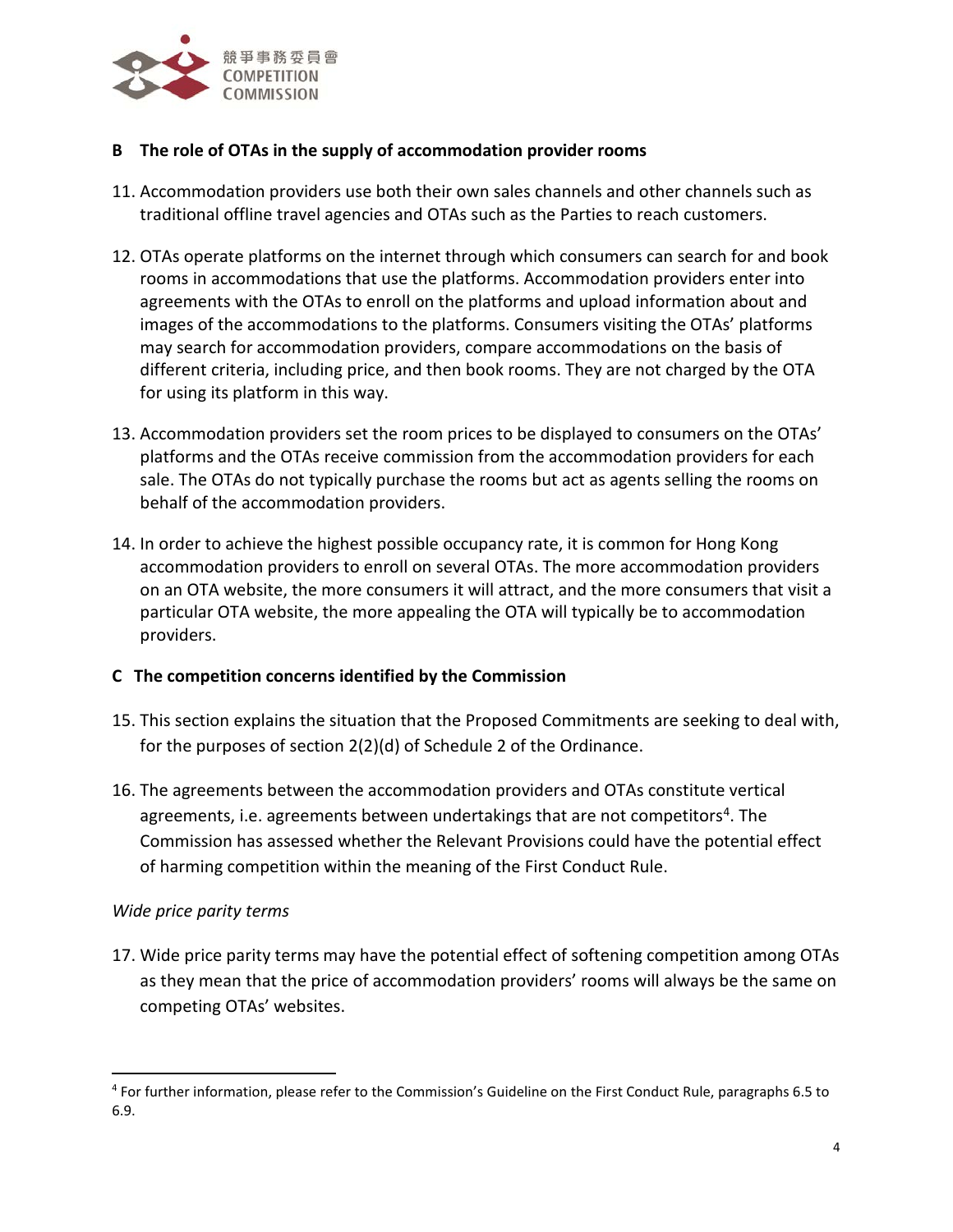## B The role of OTAs in the supply of accommodation provider rooms

11. Accommodation providers use both their own sales channels and other channels such as traditional offline travel agencies and OTAs such as the Parties to reach customers.

12. OTAs operate platforms on the internet through which consumers can search for and book rooms in accommodations that use the platforms. Accommodation providers enter into agreements with the OTAs to enroll on the platforms and upload information about and images of the accommodations to the platforms. Consumers visiting the OTAs' platforms may search for accommodation providers, compare accommodations on the basis of different criteria, including price, and then book rooms. They are not charged by the OTA for using its platform in this way.

13. Accommodation providers set the room prices to be displayed to consumers on the OTAs' platforms and the OTAs receive commission from the accommodation providers for each sale. The OTAs do not typically purchase the rooms but act as agents selling the rooms on behalf of the accommodation providers.

14. In order to achieve the highest possible occupancy rate, it is common for Hong Kong accommodation providers to enroll on several OTAs. The more accommodation providers on an OTA website, the more consumers it will attract, and the more consumers that visit a particular OTA website, the more appealing the OTA will typically be to accommodation providers.

## C The competition concerns identified by the Commission

15. This section explains the situation that the Proposed Commitments are seeking to deal with, for the purposes of section 2(2)(d) of Schedule 2 of the Ordinance.

16. The agreements between the accommodation providers and OTAs constitute vertical agreements, i.e. agreements between undertakings that are not competitors[4]. The Commission has assessed whether the Relevant Provisions could have the potential effect of harming competition within the meaning of the First Conduct Rule.

*Wide price parity terms*

17. Wide price parity terms may have the potential effect of softening competition among OTAs as they mean that the price of accommodation providers' rooms will always be the same on competing OTAs' websites.

---

[4] For further information, please refer to the Commission's Guideline on the First Conduct Rule, paragraphs 6.5 to 6.9.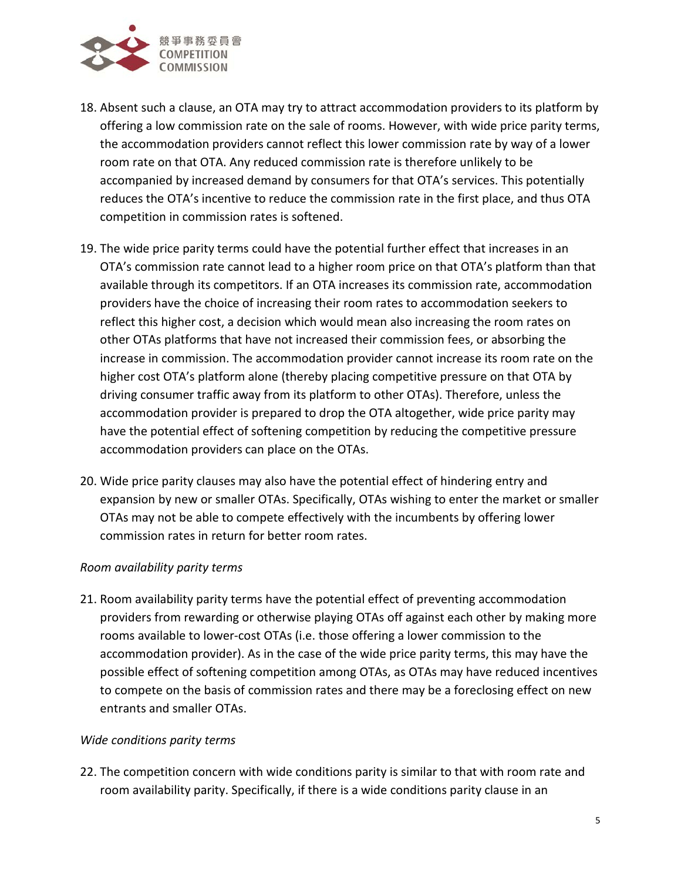18. Absent such a clause, an OTA may try to attract accommodation providers to its platform by offering a low commission rate on the sale of rooms. However, with wide price parity terms, the accommodation providers cannot reflect this lower commission rate by way of a lower room rate on that OTA. Any reduced commission rate is therefore unlikely to be accompanied by increased demand by consumers for that OTA's services. This potentially reduces the OTA's incentive to reduce the commission rate in the first place, and thus OTA competition in commission rates is softened.

19. The wide price parity terms could have the potential further effect that increases in an OTA's commission rate cannot lead to a higher room price on that OTA's platform than that available through its competitors. If an OTA increases its commission rate, accommodation providers have the choice of increasing their room rates to accommodation seekers to reflect this higher cost, a decision which would mean also increasing the room rates on other OTAs platforms that have not increased their commission fees, or absorbing the increase in commission. The accommodation provider cannot increase its room rate on the higher cost OTA's platform alone (thereby placing competitive pressure on that OTA by driving consumer traffic away from its platform to other OTAs). Therefore, unless the accommodation provider is prepared to drop the OTA altogether, wide price parity may have the potential effect of softening competition by reducing the competitive pressure accommodation providers can place on the OTAs.

20. Wide price parity clauses may also have the potential effect of hindering entry and expansion by new or smaller OTAs. Specifically, OTAs wishing to enter the market or smaller OTAs may not be able to compete effectively with the incumbents by offering lower commission rates in return for better room rates.

*Room availability parity terms*

21. Room availability parity terms have the potential effect of preventing accommodation providers from rewarding or otherwise playing OTAs off against each other by making more rooms available to lower-cost OTAs (i.e. those offering a lower commission to the accommodation provider). As in the case of the wide price parity terms, this may have the possible effect of softening competition among OTAs, as OTAs may have reduced incentives to compete on the basis of commission rates and there may be a foreclosing effect on new entrants and smaller OTAs.

*Wide conditions parity terms*

22. The competition concern with wide conditions parity is similar to that with room rate and room availability parity. Specifically, if there is a wide conditions parity clause in an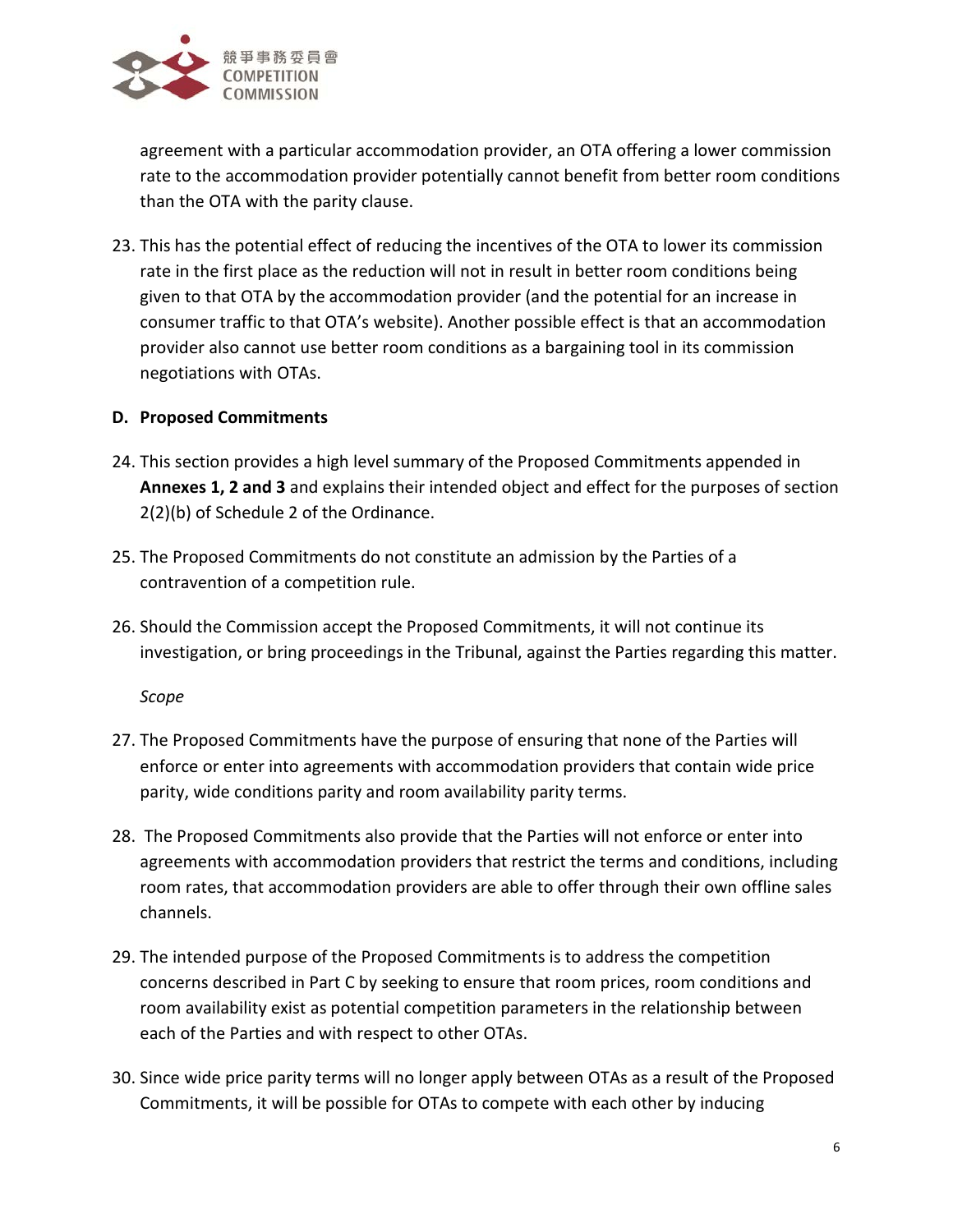agreement with a particular accommodation provider, an OTA offering a lower commission rate to the accommodation provider potentially cannot benefit from better room conditions than the OTA with the parity clause.

23. This has the potential effect of reducing the incentives of the OTA to lower its commission rate in the first place as the reduction will not in result in better room conditions being given to that OTA by the accommodation provider (and the potential for an increase in consumer traffic to that OTA's website). Another possible effect is that an accommodation provider also cannot use better room conditions as a bargaining tool in its commission negotiations with OTAs.

## D. Proposed Commitments

24. This section provides a high level summary of the Proposed Commitments appended in **Annexes 1, 2 and 3** and explains their intended object and effect for the purposes of section 2(2)(b) of Schedule 2 of the Ordinance.

25. The Proposed Commitments do not constitute an admission by the Parties of a contravention of a competition rule.

26. Should the Commission accept the Proposed Commitments, it will not continue its investigation, or bring proceedings in the Tribunal, against the Parties regarding this matter.

*Scope*

27. The Proposed Commitments have the purpose of ensuring that none of the Parties will enforce or enter into agreements with accommodation providers that contain wide price parity, wide conditions parity and room availability parity terms.

28. The Proposed Commitments also provide that the Parties will not enforce or enter into agreements with accommodation providers that restrict the terms and conditions, including room rates, that accommodation providers are able to offer through their own offline sales channels.

29. The intended purpose of the Proposed Commitments is to address the competition concerns described in Part C by seeking to ensure that room prices, room conditions and room availability exist as potential competition parameters in the relationship between each of the Parties and with respect to other OTAs.

30. Since wide price parity terms will no longer apply between OTAs as a result of the Proposed Commitments, it will be possible for OTAs to compete with each other by inducing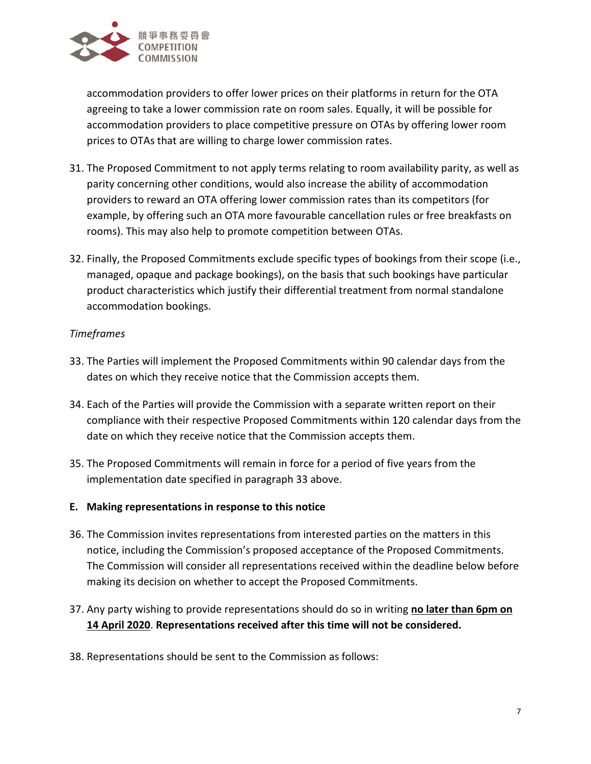accommodation providers to offer lower prices on their platforms in return for the OTA agreeing to take a lower commission rate on room sales. Equally, it will be possible for accommodation providers to place competitive pressure on OTAs by offering lower room prices to OTAs that are willing to charge lower commission rates.

31. The Proposed Commitment to not apply terms relating to room availability parity, as well as parity concerning other conditions, would also increase the ability of accommodation providers to reward an OTA offering lower commission rates than its competitors (for example, by offering such an OTA more favourable cancellation rules or free breakfasts on rooms). This may also help to promote competition between OTAs.

32. Finally, the Proposed Commitments exclude specific types of bookings from their scope (i.e., managed, opaque and package bookings), on the basis that such bookings have particular product characteristics which justify their differential treatment from normal standalone accommodation bookings.

*Timeframes*

33. The Parties will implement the Proposed Commitments within 90 calendar days from the dates on which they receive notice that the Commission accepts them.

34. Each of the Parties will provide the Commission with a separate written report on their compliance with their respective Proposed Commitments within 120 calendar days from the date on which they receive notice that the Commission accepts them.

35. The Proposed Commitments will remain in force for a period of five years from the implementation date specified in paragraph 33 above.

## E. Making representations in response to this notice

36. The Commission invites representations from interested parties on the matters in this notice, including the Commission's proposed acceptance of the Proposed Commitments. The Commission will consider all representations received within the deadline below before making its decision on whether to accept the Proposed Commitments.

37. Any party wishing to provide representations should do so in writing **no later than 6pm on 14 April 2020**. **Representations received after this time will not be considered.**

38. Representations should be sent to the Commission as follows: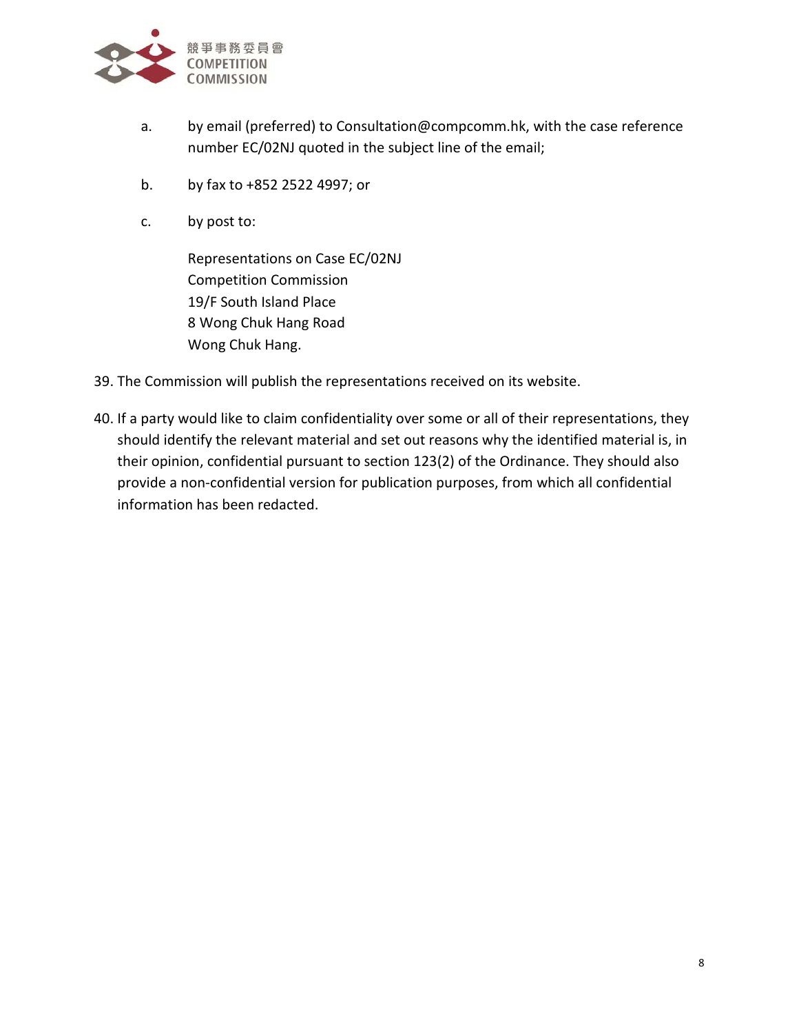a. by email (preferred) to Consultation@compcomm.hk, with the case reference number EC/02NJ quoted in the subject line of the email;

b. by fax to +852 2522 4997; or

c. by post to:

   Representations on Case EC/02NJ
   Competition Commission
   19/F South Island Place
   8 Wong Chuk Hang Road
   Wong Chuk Hang.

39. The Commission will publish the representations received on its website.

40. If a party would like to claim confidentiality over some or all of their representations, they should identify the relevant material and set out reasons why the identified material is, in their opinion, confidential pursuant to section 123(2) of the Ordinance. They should also provide a non-confidential version for publication purposes, from which all confidential information has been redacted.